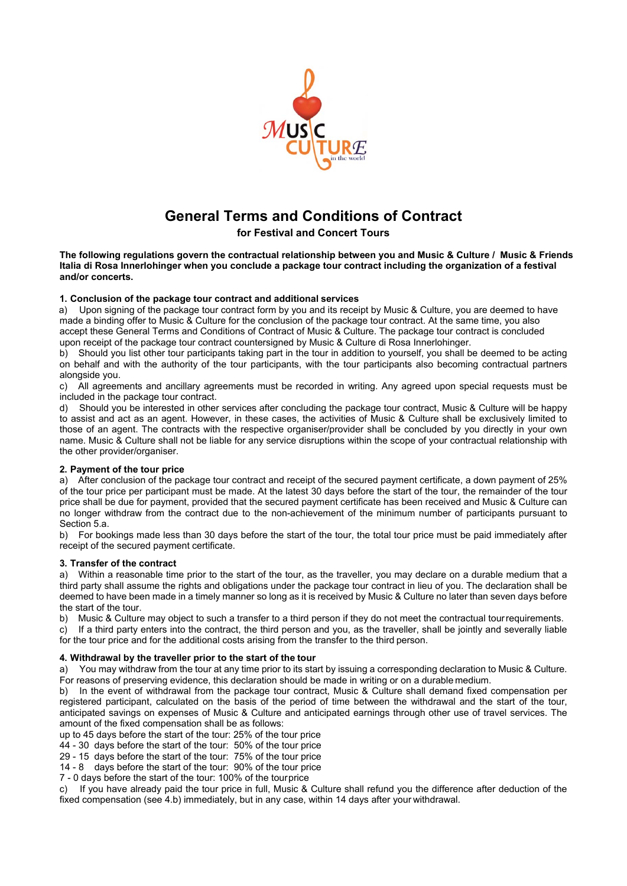# General Terms and Conditions of Contract

**for Festival and Concert Tours**

**The following regulations govern the contractual relationship between you and Music & Culture / Music & Friends Italia di Rosa Innerlohinger when you conclude a package tour contract including the organization of a festival and/or concerts.**

## 1. Conclusion of the package tour contract and additional services

a) Upon signing of the package tour contract form by you and its receipt by Music & Culture, you are deemed to have made a binding offer to Music & Culture for the conclusion of the package tour contract. At the same time, you also accept these General Terms and Conditions of Contract of Music & Culture. The package tour contract is concluded upon receipt of the package tour contract countersigned by Music & Culture di Rosa Innerlohinger.

b) Should you list other tour participants taking part in the tour in addition to yourself, you shall be deemed to be acting on behalf and with the authority of the tour participants, with the tour participants also becoming contractual partners alongside you.

c) All agreements and ancillary agreements must be recorded in writing. Any agreed upon special requests must be included in the package tour contract.

d) Should you be interested in other services after concluding the package tour contract, Music & Culture will be happy to assist and act as an agent. However, in these cases, the activities of Music & Culture shall be exclusively limited to those of an agent. The contracts with the respective organiser/provider shall be concluded by you directly in your own name. Music & Culture shall not be liable for any service disruptions within the scope of your contractual relationship with the other provider/organiser.

## 2. Payment of the tour price

a) After conclusion of the package tour contract and receipt of the secured payment certificate, a down payment of 25% of the tour price per participant must be made. At the latest 30 days before the start of the tour, the remainder of the tour price shall be due for payment, provided that the secured payment certificate has been received and Music & Culture can no longer withdraw from the contract due to the non-achievement of the minimum number of participants pursuant to Section 5.a.

b) For bookings made less than 30 days before the start of the tour, the total tour price must be paid immediately after receipt of the secured payment certificate.

## 3. Transfer of the contract

a) Within a reasonable time prior to the start of the tour, as the traveller, you may declare on a durable medium that a third party shall assume the rights and obligations under the package tour contract in lieu of you. The declaration shall be deemed to have been made in a timely manner so long as it is received by Music & Culture no later than seven days before the start of the tour.

b) Music & Culture may object to such a transfer to a third person if they do not meet the contractual tour requirements.

c) If a third party enters into the contract, the third person and you, as the traveller, shall be jointly and severally liable for the tour price and for the additional costs arising from the transfer to the third person.

## 4. Withdrawal by the traveller prior to the start of the tour

a) You may withdraw from the tour at any time prior to its start by issuing a corresponding declaration to Music & Culture. For reasons of preserving evidence, this declaration should be made in writing or on a durable medium.

b) In the event of withdrawal from the package tour contract, Music & Culture shall demand fixed compensation per registered participant, calculated on the basis of the period of time between the withdrawal and the start of the tour, anticipated savings on expenses of Music & Culture and anticipated earnings through other use of travel services. The amount of the fixed compensation shall be as follows:

up to 45 days before the start of the tour: 25% of the tour price
44 - 30 days before the start of the tour: 50% of the tour price
29 - 15 days before the start of the tour: 75% of the tour price
14 - 8 days before the start of the tour: 90% of the tour price
7 - 0 days before the start of the tour: 100% of the tour price

c) If you have already paid the tour price in full, Music & Culture shall refund you the difference after deduction of the fixed compensation (see 4.b) immediately, but in any case, within 14 days after your withdrawal.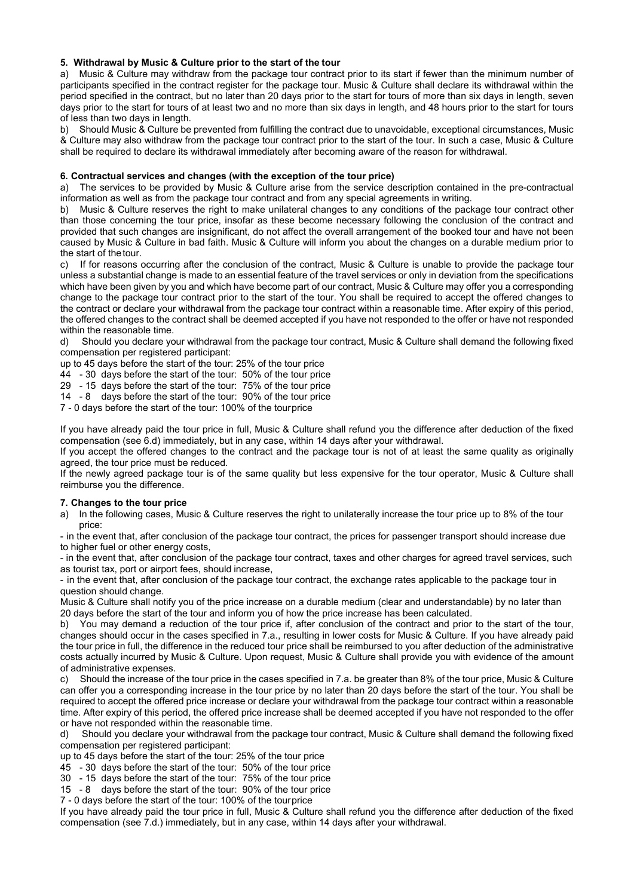#### 5. Withdrawal by Music & Culture prior to the start of the tour

a) Music & Culture may withdraw from the package tour contract prior to its start if fewer than the minimum number of participants specified in the contract register for the package tour. Music & Culture shall declare its withdrawal within the period specified in the contract, but no later than 20 days prior to the start for tours of more than six days in length, seven days prior to the start for tours of at least two and no more than six days in length, and 48 hours prior to the start for tours of less than two days in length.

b) Should Music & Culture be prevented from fulfilling the contract due to unavoidable, exceptional circumstances, Music & Culture may also withdraw from the package tour contract prior to the start of the tour. In such a case, Music & Culture shall be required to declare its withdrawal immediately after becoming aware of the reason for withdrawal.

#### 6. Contractual services and changes (with the exception of the tour price)

a) The services to be provided by Music & Culture arise from the service description contained in the pre-contractual information as well as from the package tour contract and from any special agreements in writing.

b) Music & Culture reserves the right to make unilateral changes to any conditions of the package tour contract other than those concerning the tour price, insofar as these become necessary following the conclusion of the contract and provided that such changes are insignificant, do not affect the overall arrangement of the booked tour and have not been caused by Music & Culture in bad faith. Music & Culture will inform you about the changes on a durable medium prior to the start of the tour.

c) If for reasons occurring after the conclusion of the contract, Music & Culture is unable to provide the package tour unless a substantial change is made to an essential feature of the travel services or only in deviation from the specifications which have been given by you and which have become part of our contract, Music & Culture may offer you a corresponding change to the package tour contract prior to the start of the tour. You shall be required to accept the offered changes to the contract or declare your withdrawal from the package tour contract within a reasonable time. After expiry of this period, the offered changes to the contract shall be deemed accepted if you have not responded to the offer or have not responded within the reasonable time.

d) Should you declare your withdrawal from the package tour contract, Music & Culture shall demand the following fixed compensation per registered participant:

up to 45 days before the start of the tour: 25% of the tour price
44 - 30 days before the start of the tour: 50% of the tour price
29 - 15 days before the start of the tour: 75% of the tour price
14 - 8 days before the start of the tour: 90% of the tour price
7 - 0 days before the start of the tour: 100% of the tour price

If you have already paid the tour price in full, Music & Culture shall refund you the difference after deduction of the fixed compensation (see 6.d) immediately, but in any case, within 14 days after your withdrawal.

If you accept the offered changes to the contract and the package tour is not of at least the same quality as originally agreed, the tour price must be reduced.

If the newly agreed package tour is of the same quality but less expensive for the tour operator, Music & Culture shall reimburse you the difference.

#### 7. Changes to the tour price

a) In the following cases, Music & Culture reserves the right to unilaterally increase the tour price up to 8% of the tour price:

- in the event that, after conclusion of the package tour contract, the prices for passenger transport should increase due to higher fuel or other energy costs,
- in the event that, after conclusion of the package tour contract, taxes and other charges for agreed travel services, such as tourist tax, port or airport fees, should increase,
- in the event that, after conclusion of the package tour contract, the exchange rates applicable to the package tour in question should change.

Music & Culture shall notify you of the price increase on a durable medium (clear and understandable) by no later than 20 days before the start of the tour and inform you of how the price increase has been calculated.

b) You may demand a reduction of the tour price if, after conclusion of the contract and prior to the start of the tour, changes should occur in the cases specified in 7.a., resulting in lower costs for Music & Culture. If you have already paid the tour price in full, the difference in the reduced tour price shall be reimbursed to you after deduction of the administrative costs actually incurred by Music & Culture. Upon request, Music & Culture shall provide you with evidence of the amount of administrative expenses.

c) Should the increase of the tour price in the cases specified in 7.a. be greater than 8% of the tour price, Music & Culture can offer you a corresponding increase in the tour price by no later than 20 days before the start of the tour. You shall be required to accept the offered price increase or declare your withdrawal from the package tour contract within a reasonable time. After expiry of this period, the offered price increase shall be deemed accepted if you have not responded to the offer or have not responded within the reasonable time.

d) Should you declare your withdrawal from the package tour contract, Music & Culture shall demand the following fixed compensation per registered participant:

up to 45 days before the start of the tour: 25% of the tour price
45 - 30 days before the start of the tour: 50% of the tour price
30 - 15 days before the start of the tour: 75% of the tour price
15 - 8 days before the start of the tour: 90% of the tour price
7 - 0 days before the start of the tour: 100% of the tour price

If you have already paid the tour price in full, Music & Culture shall refund you the difference after deduction of the fixed compensation (see 7.d.) immediately, but in any case, within 14 days after your withdrawal.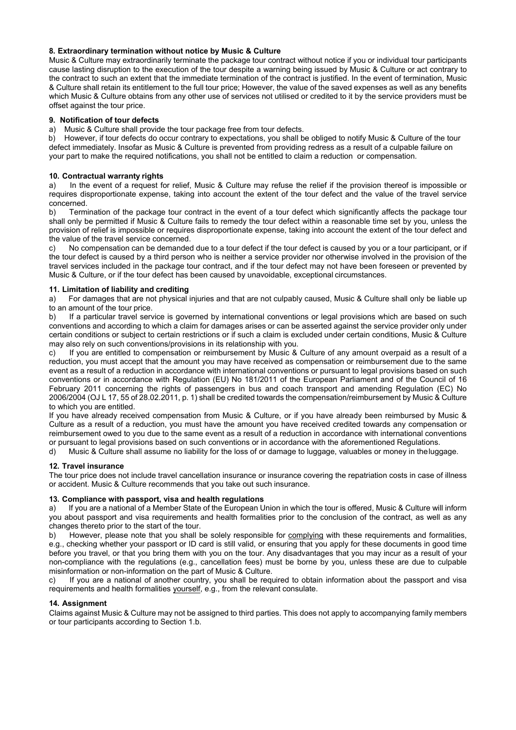**8. Extraordinary termination without notice by Music & Culture**

Music & Culture may extraordinarily terminate the package tour contract without notice if you or individual tour participants cause lasting disruption to the execution of the tour despite a warning being issued by Music & Culture or act contrary to the contract to such an extent that the immediate termination of the contract is justified. In the event of termination, Music & Culture shall retain its entitlement to the full tour price; However, the value of the saved expenses as well as any benefits which Music & Culture obtains from any other use of services not utilised or credited to it by the service providers must be offset against the tour price.

**9. Notification of tour defects**

a) Music & Culture shall provide the tour package free from tour defects.

b) However, if tour defects do occur contrary to expectations, you shall be obliged to notify Music & Culture of the tour defect immediately. Insofar as Music & Culture is prevented from providing redress as a result of a culpable failure on your part to make the required notifications, you shall not be entitled to claim a reduction or compensation.

**10. Contractual warranty rights**

a) In the event of a request for relief, Music & Culture may refuse the relief if the provision thereof is impossible or requires disproportionate expense, taking into account the extent of the tour defect and the value of the travel service concerned.

b) Termination of the package tour contract in the event of a tour defect which significantly affects the package tour shall only be permitted if Music & Culture fails to remedy the tour defect within a reasonable time set by you, unless the provision of relief is impossible or requires disproportionate expense, taking into account the extent of the tour defect and the value of the travel service concerned.

c) No compensation can be demanded due to a tour defect if the tour defect is caused by you or a tour participant, or if the tour defect is caused by a third person who is neither a service provider nor otherwise involved in the provision of the travel services included in the package tour contract, and if the tour defect may not have been foreseen or prevented by Music & Culture, or if the tour defect has been caused by unavoidable, exceptional circumstances.

**11. Limitation of liability and crediting**

a) For damages that are not physical injuries and that are not culpably caused, Music & Culture shall only be liable up to an amount of the tour price.

b) If a particular travel service is governed by international conventions or legal provisions which are based on such conventions and according to which a claim for damages arises or can be asserted against the service provider only under certain conditions or subject to certain restrictions or if such a claim is excluded under certain conditions, Music & Culture may also rely on such conventions/provisions in its relationship with you.

c) If you are entitled to compensation or reimbursement by Music & Culture of any amount overpaid as a result of a reduction, you must accept that the amount you may have received as compensation or reimbursement due to the same event as a result of a reduction in accordance with international conventions or pursuant to legal provisions based on such conventions or in accordance with Regulation (EU) No 181/2011 of the European Parliament and of the Council of 16 February 2011 concerning the rights of passengers in bus and coach transport and amending Regulation (EC) No 2006/2004 (OJ L 17, 55 of 28.02.2011, p. 1) shall be credited towards the compensation/reimbursement by Music & Culture to which you are entitled.

If you have already received compensation from Music & Culture, or if you have already been reimbursed by Music & Culture as a result of a reduction, you must have the amount you have received credited towards any compensation or reimbursement owed to you due to the same event as a result of a reduction in accordance with international conventions or pursuant to legal provisions based on such conventions or in accordance with the aforementioned Regulations.

d) Music & Culture shall assume no liability for the loss of or damage to luggage, valuables or money in theluggage.

**12. Travel insurance**

The tour price does not include travel cancellation insurance or insurance covering the repatriation costs in case of illness or accident. Music & Culture recommends that you take out such insurance.

**13. Compliance with passport, visa and health regulations**

a) If you are a national of a Member State of the European Union in which the tour is offered, Music & Culture will inform you about passport and visa requirements and health formalities prior to the conclusion of the contract, as well as any changes thereto prior to the start of the tour.

b) However, please note that you shall be solely responsible for complying with these requirements and formalities, e.g., checking whether your passport or ID card is still valid, or ensuring that you apply for these documents in good time before you travel, or that you bring them with you on the tour. Any disadvantages that you may incur as a result of your non-compliance with the regulations (e.g., cancellation fees) must be borne by you, unless these are due to culpable misinformation or non-information on the part of Music & Culture.

c) If you are a national of another country, you shall be required to obtain information about the passport and visa requirements and health formalities yourself, e.g., from the relevant consulate.

**14. Assignment**

Claims against Music & Culture may not be assigned to third parties. This does not apply to accompanying family members or tour participants according to Section 1.b.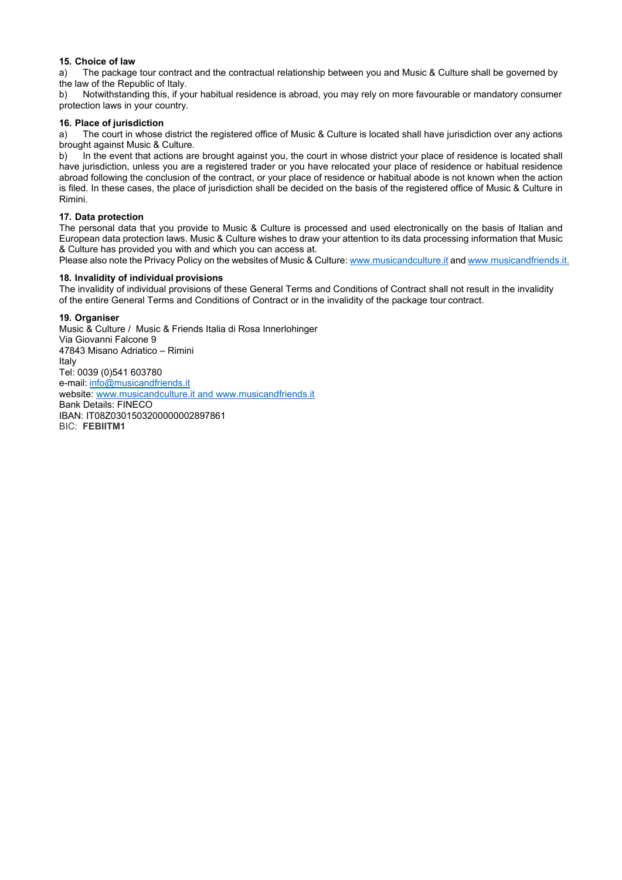**15. Choice of law**

a) The package tour contract and the contractual relationship between you and Music & Culture shall be governed by the law of the Republic of Italy.

b) Notwithstanding this, if your habitual residence is abroad, you may rely on more favourable or mandatory consumer protection laws in your country.

**16. Place of jurisdiction**

a) The court in whose district the registered office of Music & Culture is located shall have jurisdiction over any actions brought against Music & Culture.

b) In the event that actions are brought against you, the court in whose district your place of residence is located shall have jurisdiction, unless you are a registered trader or you have relocated your place of residence or habitual residence abroad following the conclusion of the contract, or your place of residence or habitual abode is not known when the action is filed. In these cases, the place of jurisdiction shall be decided on the basis of the registered office of Music & Culture in Rimini.

**17. Data protection**

The personal data that you provide to Music & Culture is processed and used electronically on the basis of Italian and European data protection laws. Music & Culture wishes to draw your attention to its data processing information that Music & Culture has provided you with and which you can access at.

Please also note the Privacy Policy on the websites of Music & Culture: www.musicandculture.it and www.musicandfriends.it.

**18. Invalidity of individual provisions**

The invalidity of individual provisions of these General Terms and Conditions of Contract shall not result in the invalidity of the entire General Terms and Conditions of Contract or in the invalidity of the package tour contract.

**19. Organiser**

Music & Culture / Music & Friends Italia di Rosa Innerlohinger
Via Giovanni Falcone 9
47843 Misano Adriatico – Rimini
Italy
Tel: 0039 (0)541 603780
e-mail: info@musicandfriends.it
website: www.musicandculture.it and www.musicandfriends.it
Bank Details: FINECO
IBAN: IT08Z0301503200000002897861
BIC: **FEBIITM1**